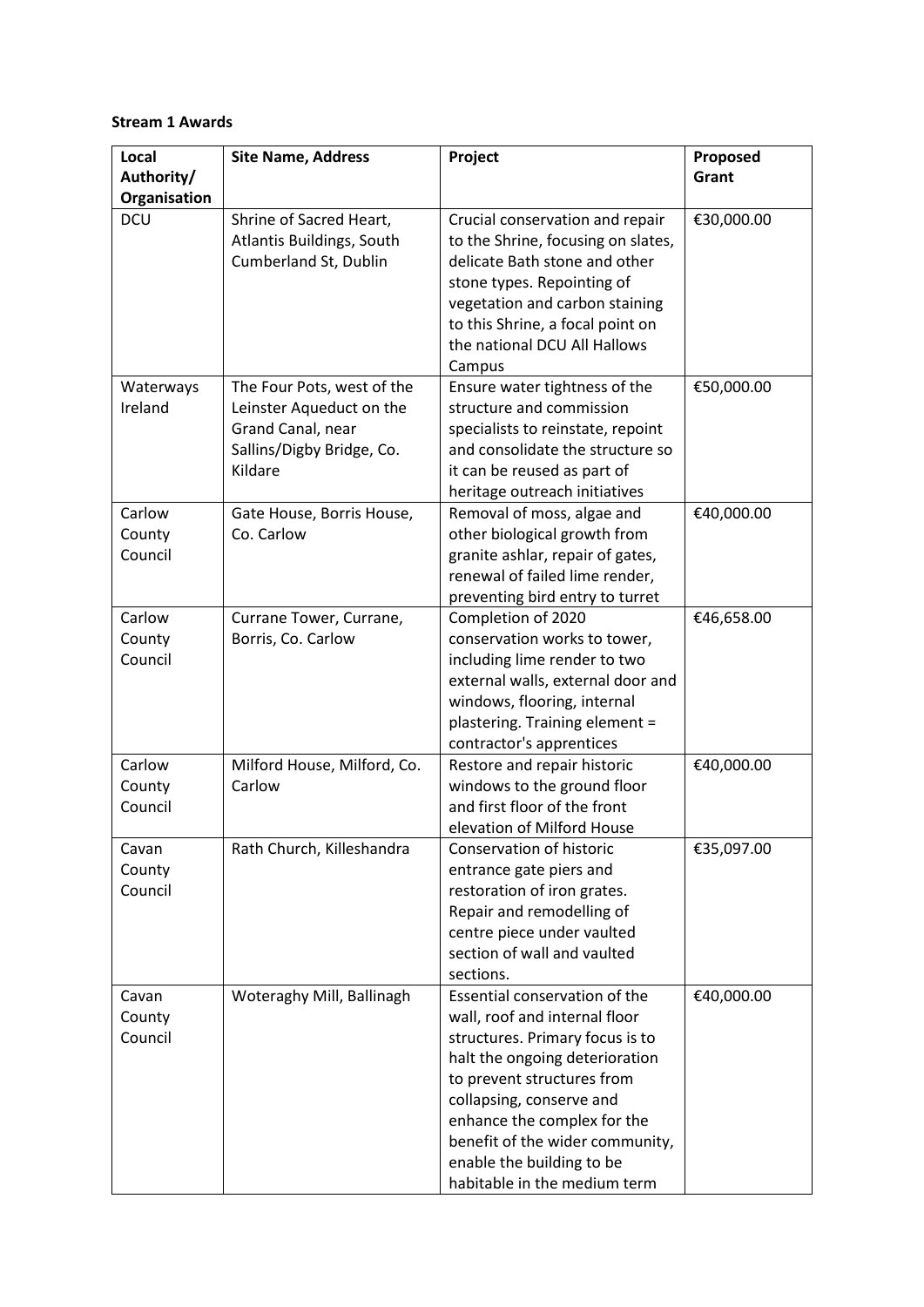**Stream 1 Awards**

| Local Authority/ Organisation | Site Name, Address | Project | Proposed Grant |
|---|---|---|---|
| DCU | Shrine of Sacred Heart, Atlantis Buildings, South Cumberland St, Dublin | Crucial conservation and repair to the Shrine, focusing on slates, delicate Bath stone and other stone types. Repointing of vegetation and carbon staining to this Shrine, a focal point on the national DCU All Hallows Campus | €30,000.00 |
| Waterways Ireland | The Four Pots, west of the Leinster Aqueduct on the Grand Canal, near Sallins/Digby Bridge, Co. Kildare | Ensure water tightness of the structure and commission specialists to reinstate, repoint and consolidate the structure so it can be reused as part of heritage outreach initiatives | €50,000.00 |
| Carlow County Council | Gate House, Borris House, Co. Carlow | Removal of moss, algae and other biological growth from granite ashlar, repair of gates, renewal of failed lime render, preventing bird entry to turret | €40,000.00 |
| Carlow County Council | Currane Tower, Currane, Borris, Co. Carlow | Completion of 2020 conservation works to tower, including lime render to two external walls, external door and windows, flooring, internal plastering. Training element = contractor's apprentices | €46,658.00 |
| Carlow County Council | Milford House, Milford, Co. Carlow | Restore and repair historic windows to the ground floor and first floor of the front elevation of Milford House | €40,000.00 |
| Cavan County Council | Rath Church, Killeshandra | Conservation of historic entrance gate piers and restoration of iron grates. Repair and remodelling of centre piece under vaulted section of wall and vaulted sections. | €35,097.00 |
| Cavan County Council | Woteraghy Mill, Ballinagh | Essential conservation of the wall, roof and internal floor structures. Primary focus is to halt the ongoing deterioration to prevent structures from collapsing, conserve and enhance the complex for the benefit of the wider community, enable the building to be habitable in the medium term | €40,000.00 |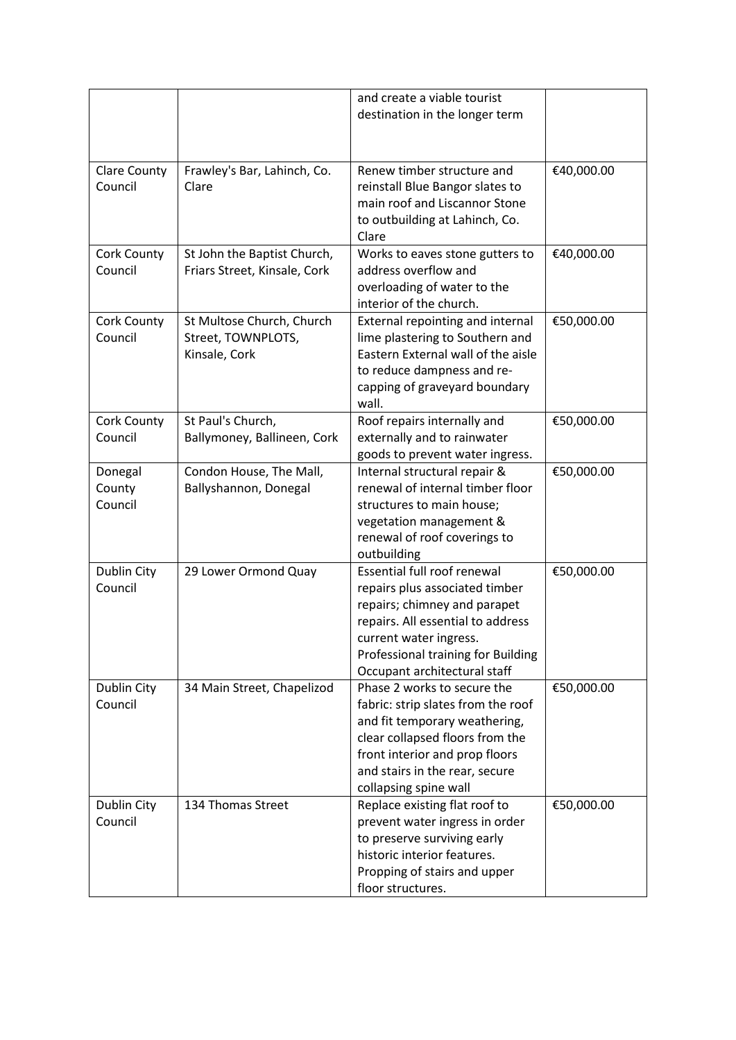| | | and create a viable tourist destination in the longer term | |
|---|---|---|---|
| Clare County Council | Frawley's Bar, Lahinch, Co. Clare | Renew timber structure and reinstall Blue Bangor slates to main roof and Liscannor Stone to outbuilding at Lahinch, Co. Clare | €40,000.00 |
| Cork County Council | St John the Baptist Church, Friars Street, Kinsale, Cork | Works to eaves stone gutters to address overflow and overloading of water to the interior of the church. | €40,000.00 |
| Cork County Council | St Multose Church, Church Street, TOWNPLOTS, Kinsale, Cork | External repointing and internal lime plastering to Southern and Eastern External wall of the aisle to reduce dampness and re-capping of graveyard boundary wall. | €50,000.00 |
| Cork County Council | St Paul's Church, Ballymoney, Ballineen, Cork | Roof repairs internally and externally and to rainwater goods to prevent water ingress. | €50,000.00 |
| Donegal County Council | Condon House, The Mall, Ballyshannon, Donegal | Internal structural repair & renewal of internal timber floor structures to main house; vegetation management & renewal of roof coverings to outbuilding | €50,000.00 |
| Dublin City Council | 29 Lower Ormond Quay | Essential full roof renewal repairs plus associated timber repairs; chimney and parapet repairs. All essential to address current water ingress. Professional training for Building Occupant architectural staff | €50,000.00 |
| Dublin City Council | 34 Main Street, Chapelizod | Phase 2 works to secure the fabric: strip slates from the roof and fit temporary weathering, clear collapsed floors from the front interior and prop floors and stairs in the rear, secure collapsing spine wall | €50,000.00 |
| Dublin City Council | 134 Thomas Street | Replace existing flat roof to prevent water ingress in order to preserve surviving early historic interior features. Propping of stairs and upper floor structures. | €50,000.00 |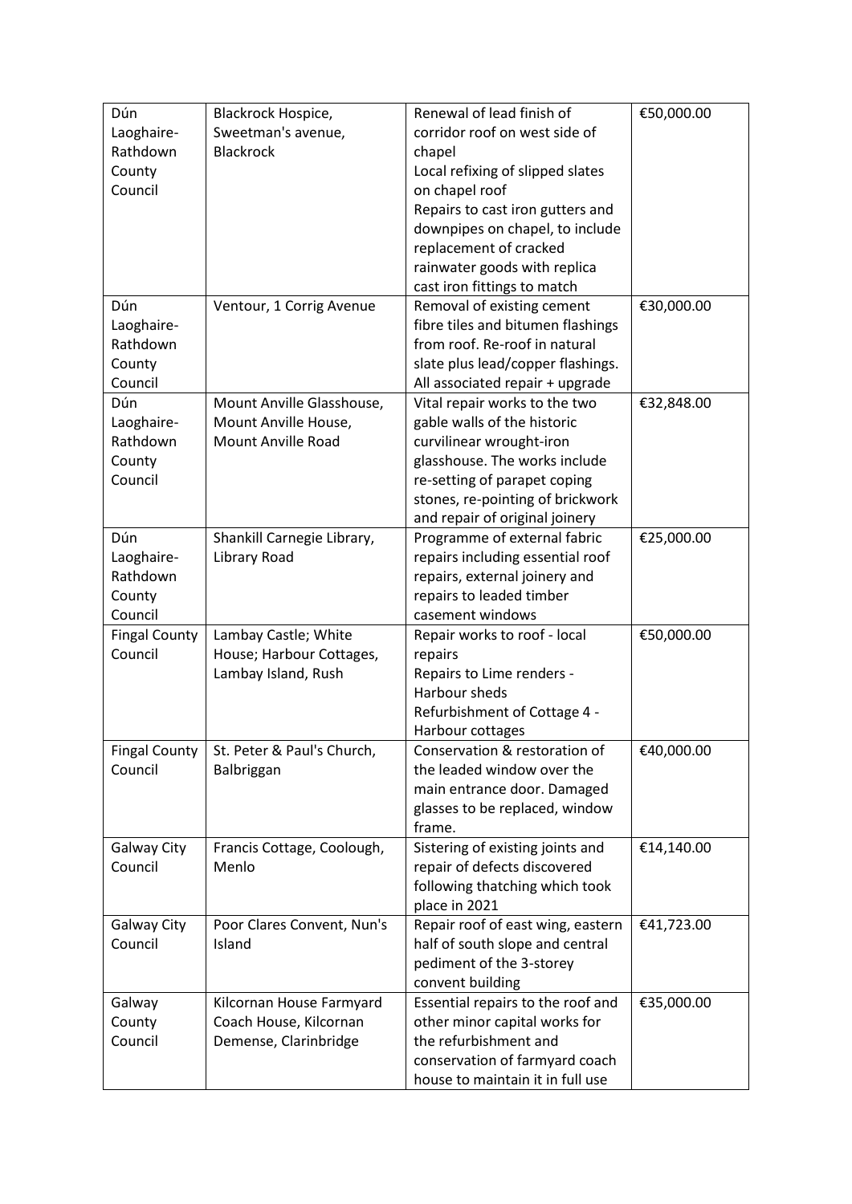| Dún Laoghaire-Rathdown County Council | Blackrock Hospice, Sweetman's avenue, Blackrock | Renewal of lead finish of corridor roof on west side of chapel<br>Local refixing of slipped slates on chapel roof<br>Repairs to cast iron gutters and downpipes on chapel, to include replacement of cracked rainwater goods with replica cast iron fittings to match | €50,000.00 |
|---|---|---|---|
| Dún Laoghaire-Rathdown County Council | Ventour, 1 Corrig Avenue | Removal of existing cement fibre tiles and bitumen flashings from roof. Re-roof in natural slate plus lead/copper flashings. All associated repair + upgrade | €30,000.00 |
| Dún Laoghaire-Rathdown County Council | Mount Anville Glasshouse, Mount Anville House, Mount Anville Road | Vital repair works to the two gable walls of the historic curvilinear wrought-iron glasshouse. The works include re-setting of parapet coping stones, re-pointing of brickwork and repair of original joinery | €32,848.00 |
| Dún Laoghaire-Rathdown County Council | Shankill Carnegie Library, Library Road | Programme of external fabric repairs including essential roof repairs, external joinery and repairs to leaded timber casement windows | €25,000.00 |
| Fingal County Council | Lambay Castle; White House; Harbour Cottages, Lambay Island, Rush | Repair works to roof - local repairs<br>Repairs to Lime renders - Harbour sheds<br>Refurbishment of Cottage 4 - Harbour cottages | €50,000.00 |
| Fingal County Council | St. Peter & Paul's Church, Balbriggan | Conservation & restoration of the leaded window over the main entrance door. Damaged glasses to be replaced, window frame. | €40,000.00 |
| Galway City Council | Francis Cottage, Coolough, Menlo | Sistering of existing joints and repair of defects discovered following thatching which took place in 2021 | €14,140.00 |
| Galway City Council | Poor Clares Convent, Nun's Island | Repair roof of east wing, eastern half of south slope and central pediment of the 3-storey convent building | €41,723.00 |
| Galway County Council | Kilcornan House Farmyard Coach House, Kilcornan Demense, Clarinbridge | Essential repairs to the roof and other minor capital works for the refurbishment and conservation of farmyard coach house to maintain it in full use | €35,000.00 |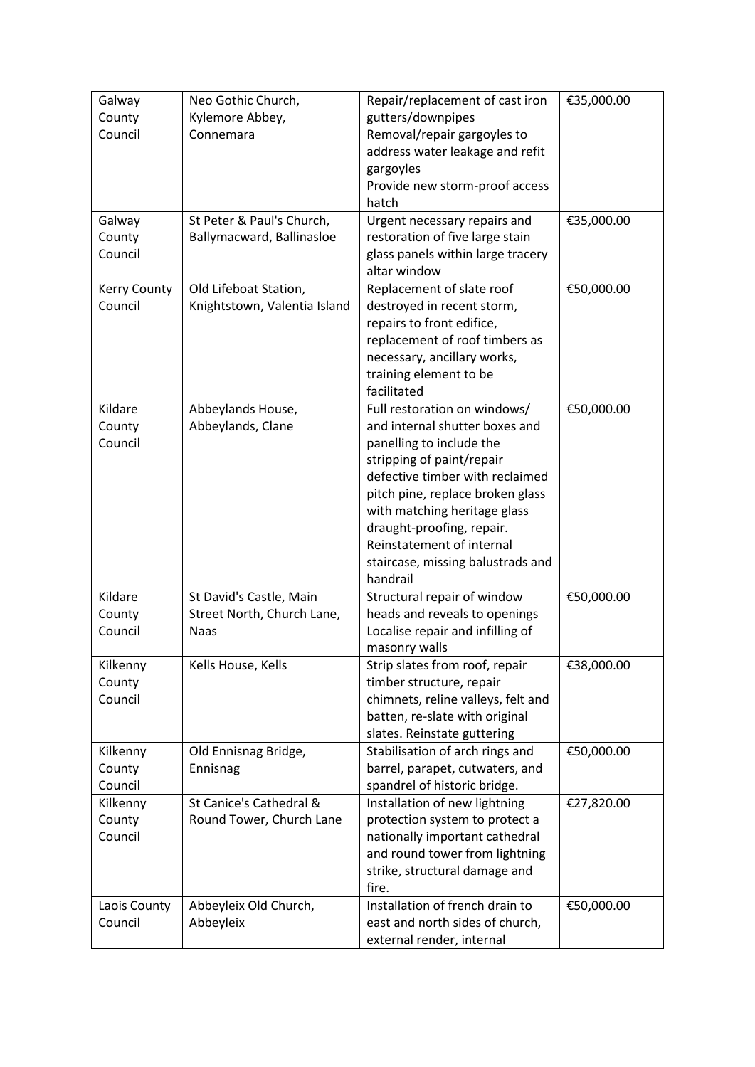| Galway County Council | Neo Gothic Church, Kylemore Abbey, Connemara | Repair/replacement of cast iron gutters/downpipes Removal/repair gargoyles to address water leakage and refit gargoyles Provide new storm-proof access hatch | €35,000.00 |
|---|---|---|---|
| Galway County Council | St Peter & Paul's Church, Ballymacward, Ballinasloe | Urgent necessary repairs and restoration of five large stain glass panels within large tracery altar window | €35,000.00 |
| Kerry County Council | Old Lifeboat Station, Knightstown, Valentia Island | Replacement of slate roof destroyed in recent storm, repairs to front edifice, replacement of roof timbers as necessary, ancillary works, training element to be facilitated | €50,000.00 |
| Kildare County Council | Abbeylands House, Abbeylands, Clane | Full restoration on windows/ and internal shutter boxes and panelling to include the stripping of paint/repair defective timber with reclaimed pitch pine, replace broken glass with matching heritage glass draught-proofing, repair. Reinstatement of internal staircase, missing balustrads and handrail | €50,000.00 |
| Kildare County Council | St David's Castle, Main Street North, Church Lane, Naas | Structural repair of window heads and reveals to openings Localise repair and infilling of masonry walls | €50,000.00 |
| Kilkenny County Council | Kells House, Kells | Strip slates from roof, repair timber structure, repair chimnets, reline valleys, felt and batten, re-slate with original slates. Reinstate guttering | €38,000.00 |
| Kilkenny County Council | Old Ennisnag Bridge, Ennisnag | Stabilisation of arch rings and barrel, parapet, cutwaters, and spandrel of historic bridge. | €50,000.00 |
| Kilkenny County Council | St Canice's Cathedral & Round Tower, Church Lane | Installation of new lightning protection system to protect a nationally important cathedral and round tower from lightning strike, structural damage and fire. | €27,820.00 |
| Laois County Council | Abbeyleix Old Church, Abbeyleix | Installation of french drain to east and north sides of church, external render, internal | €50,000.00 |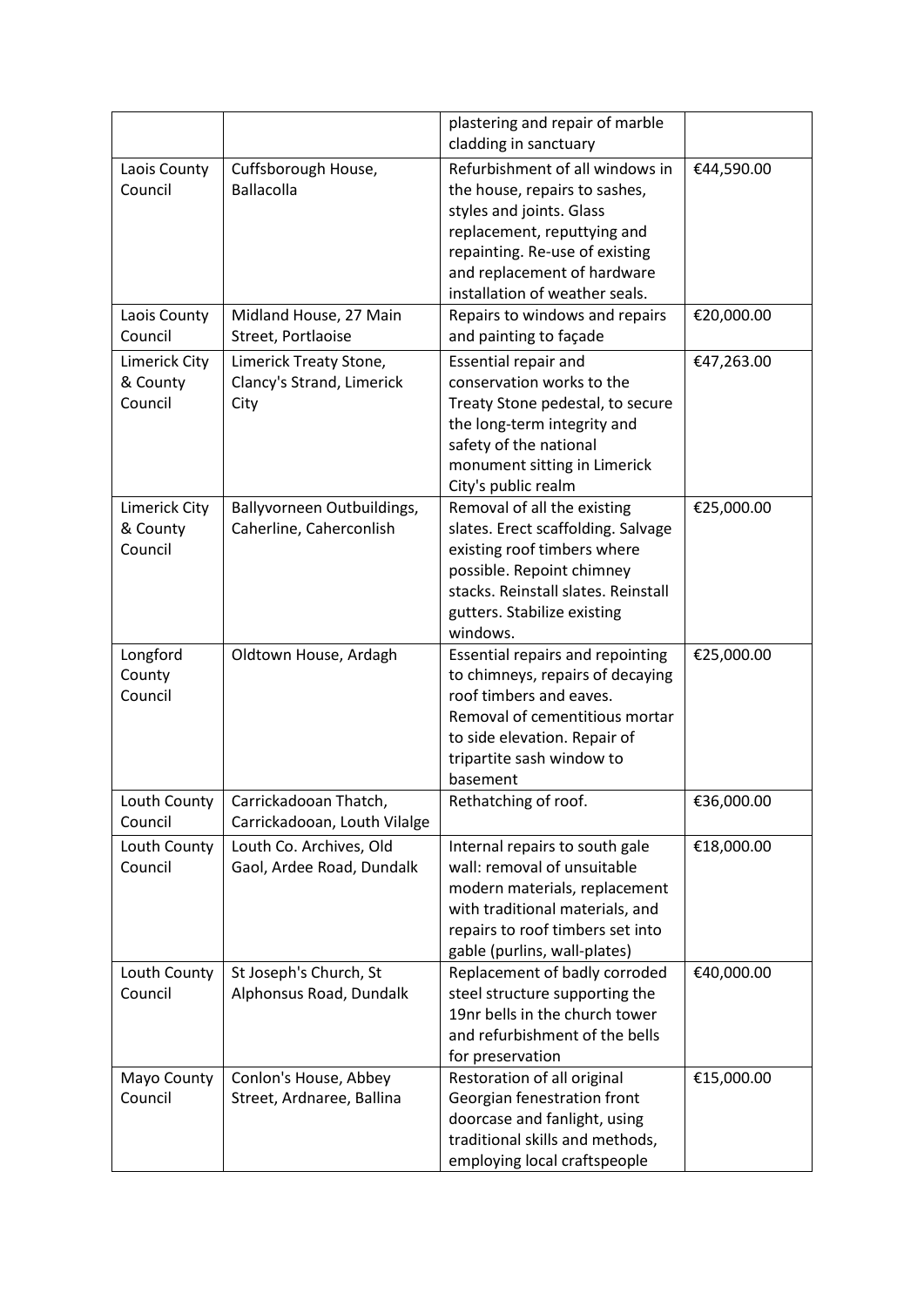| | | | |
|---|---|---|---|
| | | plastering and repair of marble cladding in sanctuary | |
| Laois County Council | Cuffsborough House, Ballacolla | Refurbishment of all windows in the house, repairs to sashes, styles and joints. Glass replacement, reputtying and repainting. Re-use of existing and replacement of hardware installation of weather seals. | €44,590.00 |
| Laois County Council | Midland House, 27 Main Street, Portlaoise | Repairs to windows and repairs and painting to façade | €20,000.00 |
| Limerick City & County Council | Limerick Treaty Stone, Clancy's Strand, Limerick City | Essential repair and conservation works to the Treaty Stone pedestal, to secure the long-term integrity and safety of the national monument sitting in Limerick City's public realm | €47,263.00 |
| Limerick City & County Council | Ballyvorneen Outbuildings, Caherline, Caherconlish | Removal of all the existing slates. Erect scaffolding. Salvage existing roof timbers where possible. Repoint chimney stacks. Reinstall slates. Reinstall gutters. Stabilize existing windows. | €25,000.00 |
| Longford County Council | Oldtown House, Ardagh | Essential repairs and repointing to chimneys, repairs of decaying roof timbers and eaves. Removal of cementitious mortar to side elevation. Repair of tripartite sash window to basement | €25,000.00 |
| Louth County Council | Carrickadooan Thatch, Carrickadooan, Louth Vilalge | Rethatching of roof. | €36,000.00 |
| Louth County Council | Louth Co. Archives, Old Gaol, Ardee Road, Dundalk | Internal repairs to south gale wall: removal of unsuitable modern materials, replacement with traditional materials, and repairs to roof timbers set into gable (purlins, wall-plates) | €18,000.00 |
| Louth County Council | St Joseph's Church, St Alphonsus Road, Dundalk | Replacement of badly corroded steel structure supporting the 19nr bells in the church tower and refurbishment of the bells for preservation | €40,000.00 |
| Mayo County Council | Conlon's House, Abbey Street, Ardnaree, Ballina | Restoration of all original Georgian fenestration front doorcase and fanlight, using traditional skills and methods, employing local craftspeople | €15,000.00 |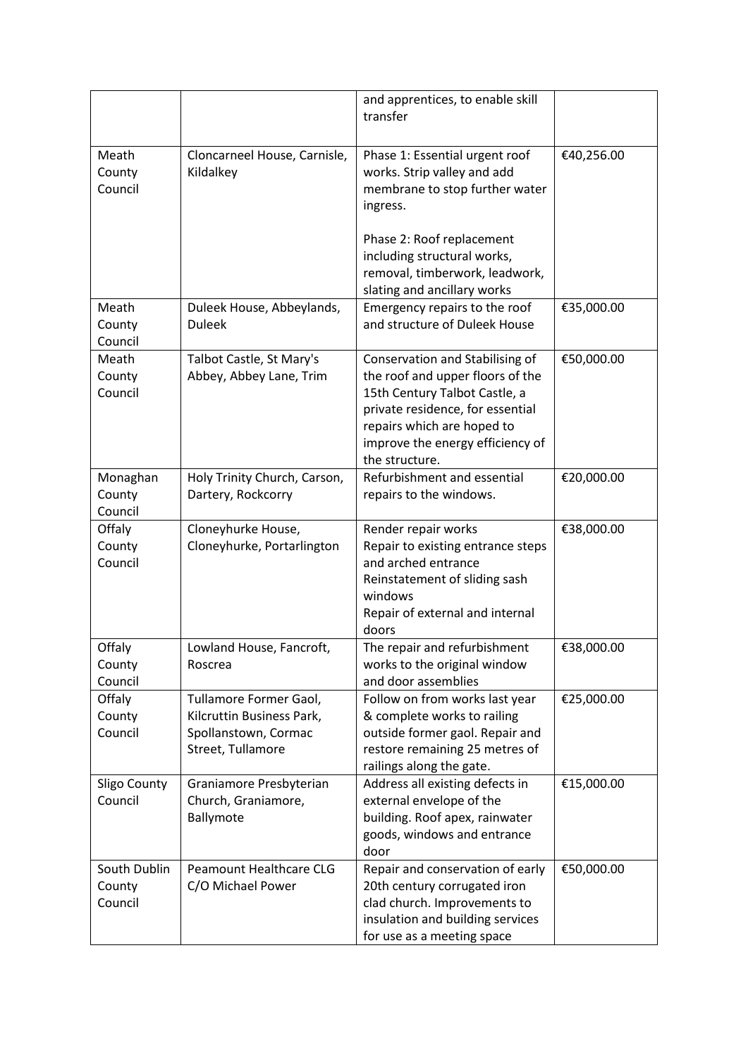|  |  | and apprentices, to enable skill transfer |  |
|---|---|---|---|
| Meath County Council | Cloncarneel House, Carnisle, Kildalkey | Phase 1: Essential urgent roof works. Strip valley and add membrane to stop further water ingress.<br><br>Phase 2: Roof replacement including structural works, removal, timberwork, leadwork, slating and ancillary works | €40,256.00 |
| Meath County Council | Duleek House, Abbeylands, Duleek | Emergency repairs to the roof and structure of Duleek House | €35,000.00 |
| Meath County Council | Talbot Castle, St Mary's Abbey, Abbey Lane, Trim | Conservation and Stabilising of the roof and upper floors of the 15th Century Talbot Castle, a private residence, for essential repairs which are hoped to improve the energy efficiency of the structure. | €50,000.00 |
| Monaghan County Council | Holy Trinity Church, Carson, Dartery, Rockcorry | Refurbishment and essential repairs to the windows. | €20,000.00 |
| Offaly County Council | Cloneyhurke House, Cloneyhurke, Portarlington | Render repair works<br>Repair to existing entrance steps and arched entrance<br>Reinstatement of sliding sash windows<br>Repair of external and internal doors | €38,000.00 |
| Offaly County Council | Lowland House, Fancroft, Roscrea | The repair and refurbishment works to the original window and door assemblies | €38,000.00 |
| Offaly County Council | Tullamore Former Gaol, Kilcruttin Business Park, Spollanstown, Cormac Street, Tullamore | Follow on from works last year & complete works to railing outside former gaol. Repair and restore remaining 25 metres of railings along the gate. | €25,000.00 |
| Sligo County Council | Graniamore Presbyterian Church, Graniamore, Ballymote | Address all existing defects in external envelope of the building. Roof apex, rainwater goods, windows and entrance door | €15,000.00 |
| South Dublin County Council | Peamount Healthcare CLG C/O Michael Power | Repair and conservation of early 20th century corrugated iron clad church. Improvements to insulation and building services for use as a meeting space | €50,000.00 |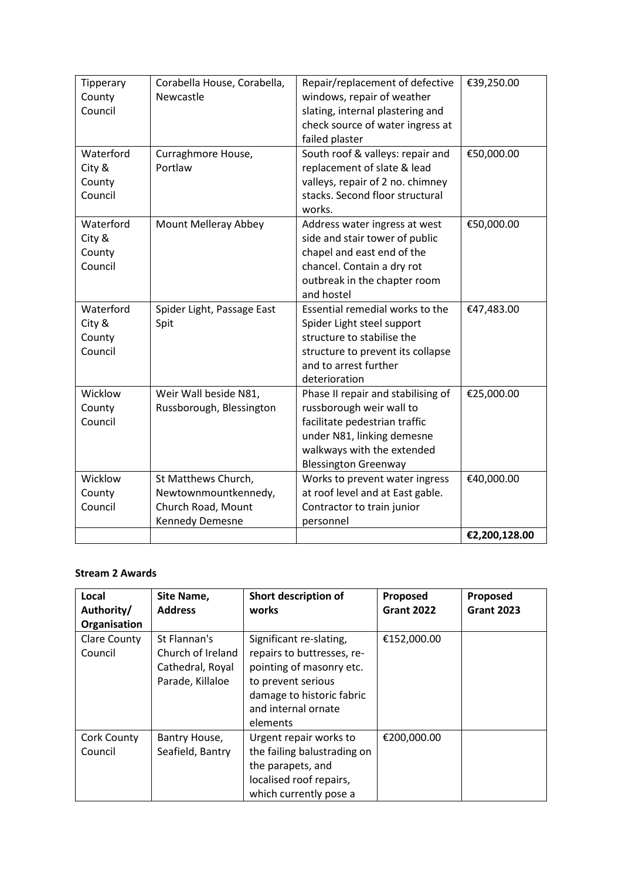| Tipperary County Council | Corabella House, Corabella, Newcastle | Repair/replacement of defective windows, repair of weather slating, internal plastering and check source of water ingress at failed plaster | €39,250.00 |
|---|---|---|---|
| Waterford City & County Council | Curraghmore House, Portlaw | South roof & valleys: repair and replacement of slate & lead valleys, repair of 2 no. chimney stacks. Second floor structural works. | €50,000.00 |
| Waterford City & County Council | Mount Melleray Abbey | Address water ingress at west side and stair tower of public chapel and east end of the chancel. Contain a dry rot outbreak in the chapter room and hostel | €50,000.00 |
| Waterford City & County Council | Spider Light, Passage East Spit | Essential remedial works to the Spider Light steel support structure to stabilise the structure to prevent its collapse and to arrest further deterioration | €47,483.00 |
| Wicklow County Council | Weir Wall beside N81, Russborough, Blessington | Phase II repair and stabilising of russborough weir wall to facilitate pedestrian traffic under N81, linking demesne walkways with the extended Blessington Greenway | €25,000.00 |
| Wicklow County Council | St Matthews Church, Newtownmountkennedy, Church Road, Mount Kennedy Demesne | Works to prevent water ingress at roof level and at East gable. Contractor to train junior personnel | €40,000.00 |
| | | | **€2,200,128.00** |

**Stream 2 Awards**

| Local Authority/ Organisation | Site Name, Address | Short description of works | Proposed Grant 2022 | Proposed Grant 2023 |
|---|---|---|---|---|
| Clare County Council | St Flannan's Church of Ireland Cathedral, Royal Parade, Killaloe | Significant re-slating, repairs to buttresses, re-pointing of masonry etc. to prevent serious damage to historic fabric and internal ornate elements | €152,000.00 | |
| Cork County Council | Bantry House, Seafield, Bantry | Urgent repair works to the failing balustrading on the parapets, and localised roof repairs, which currently pose a | €200,000.00 | |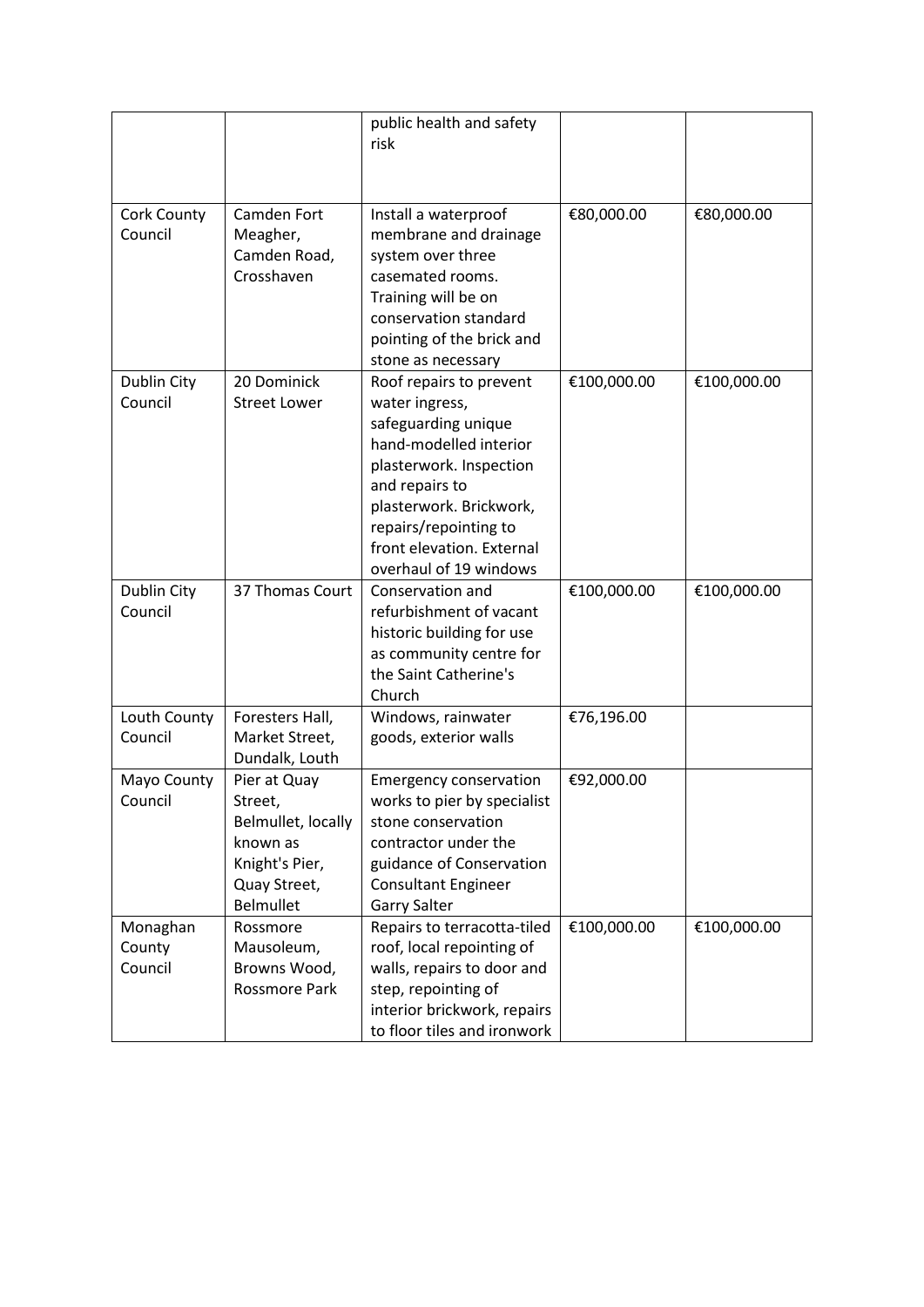| | | public health and safety risk | | |
|---|---|---|---|---|
| Cork County Council | Camden Fort Meagher, Camden Road, Crosshaven | Install a waterproof membrane and drainage system over three casemated rooms. Training will be on conservation standard pointing of the brick and stone as necessary | €80,000.00 | €80,000.00 |
| Dublin City Council | 20 Dominick Street Lower | Roof repairs to prevent water ingress, safeguarding unique hand-modelled interior plasterwork. Inspection and repairs to plasterwork. Brickwork, repairs/repointing to front elevation. External overhaul of 19 windows | €100,000.00 | €100,000.00 |
| Dublin City Council | 37 Thomas Court | Conservation and refurbishment of vacant historic building for use as community centre for the Saint Catherine's Church | €100,000.00 | €100,000.00 |
| Louth County Council | Foresters Hall, Market Street, Dundalk, Louth | Windows, rainwater goods, exterior walls | €76,196.00 | |
| Mayo County Council | Pier at Quay Street, Belmullet, locally known as Knight's Pier, Quay Street, Belmullet | Emergency conservation works to pier by specialist stone conservation contractor under the guidance of Conservation Consultant Engineer Garry Salter | €92,000.00 | |
| Monaghan County Council | Rossmore Mausoleum, Browns Wood, Rossmore Park | Repairs to terracotta-tiled roof, local repointing of walls, repairs to door and step, repointing of interior brickwork, repairs to floor tiles and ironwork | €100,000.00 | €100,000.00 |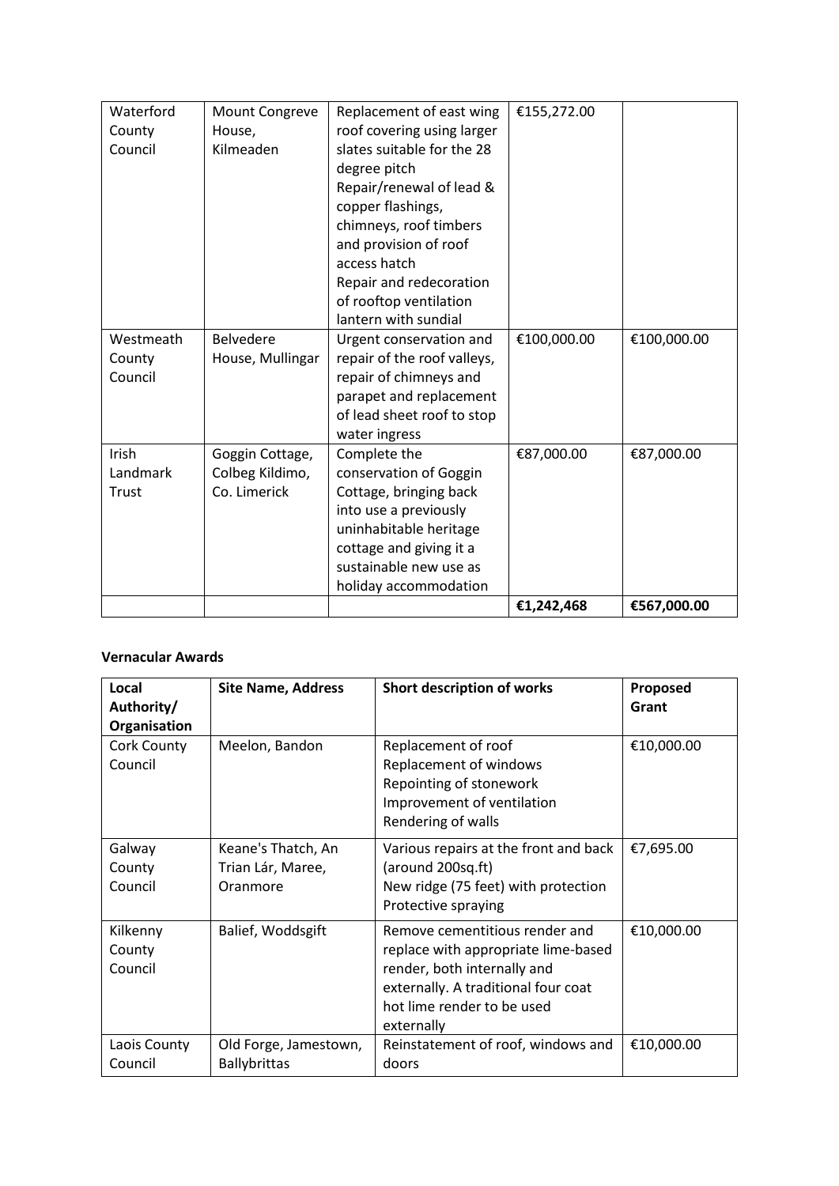| | | | | |
|---|---|---|---|---|
| Waterford County Council | Mount Congreve House, Kilmeaden | Replacement of east wing roof covering using larger slates suitable for the 28 degree pitch<br>Repair/renewal of lead & copper flashings, chimneys, roof timbers and provision of roof access hatch<br>Repair and redecoration of rooftop ventilation lantern with sundial | €155,272.00 | |
| Westmeath County Council | Belvedere House, Mullingar | Urgent conservation and repair of the roof valleys, repair of chimneys and parapet and replacement of lead sheet roof to stop water ingress | €100,000.00 | €100,000.00 |
| Irish Landmark Trust | Goggin Cottage, Colbeg Kildimo, Co. Limerick | Complete the conservation of Goggin Cottage, bringing back into use a previously uninhabitable heritage cottage and giving it a sustainable new use as holiday accommodation | €87,000.00 | €87,000.00 |
| | | | **€1,242,468** | **€567,000.00** |

**Vernacular Awards**

| Local Authority/ Organisation | Site Name, Address | Short description of works | Proposed Grant |
|---|---|---|---|
| Cork County Council | Meelon, Bandon | Replacement of roof<br>Replacement of windows<br>Repointing of stonework<br>Improvement of ventilation<br>Rendering of walls | €10,000.00 |
| Galway County Council | Keane's Thatch, An Trian Lár, Maree, Oranmore | Various repairs at the front and back (around 200sq.ft)<br>New ridge (75 feet) with protection<br>Protective spraying | €7,695.00 |
| Kilkenny County Council | Balief, Woddsgift | Remove cementitious render and replace with appropriate lime-based render, both internally and externally. A traditional four coat hot lime render to be used externally | €10,000.00 |
| Laois County Council | Old Forge, Jamestown, Ballybrittas | Reinstatement of roof, windows and doors | €10,000.00 |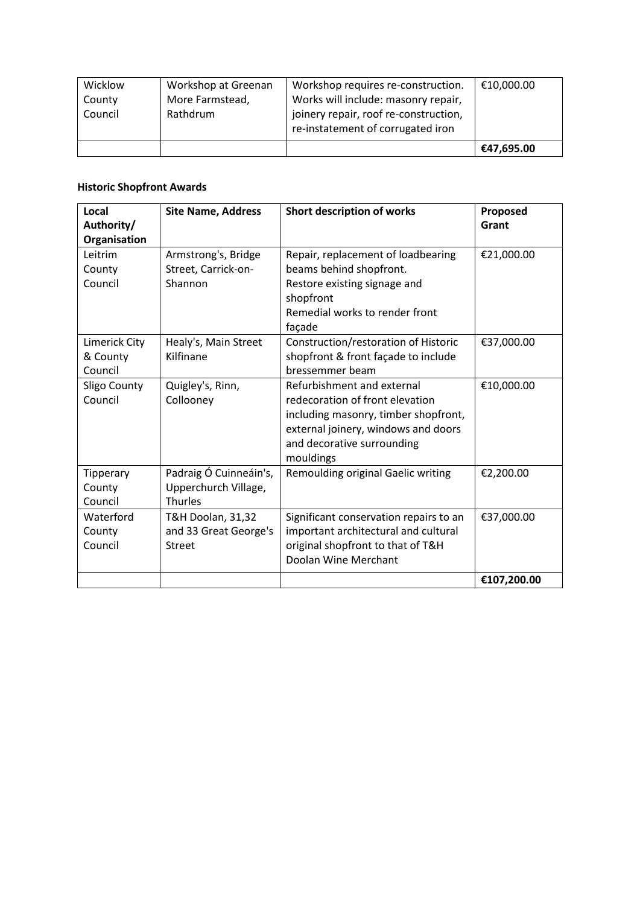| | | | |
|---|---|---|---|
| Wicklow County Council | Workshop at Greenan More Farmstead, Rathdrum | Workshop requires re-construction. Works will include: masonry repair, joinery repair, roof re-construction, re-instatement of corrugated iron | €10,000.00 |
| | | | **€47,695.00** |

**Historic Shopfront Awards**

| Local Authority/ Organisation | Site Name, Address | Short description of works | Proposed Grant |
|---|---|---|---|
| Leitrim County Council | Armstrong's, Bridge Street, Carrick-on-Shannon | Repair, replacement of loadbearing beams behind shopfront.<br>Restore existing signage and shopfront<br>Remedial works to render front façade | €21,000.00 |
| Limerick City & County Council | Healy's, Main Street Kilfinane | Construction/restoration of Historic shopfront & front façade to include bressemmer beam | €37,000.00 |
| Sligo County Council | Quigley's, Rinn, Collooney | Refurbishment and external redecoration of front elevation including masonry, timber shopfront, external joinery, windows and doors and decorative surrounding mouldings | €10,000.00 |
| Tipperary County Council | Padraig Ó Cuinneáin's, Upperchurch Village, Thurles | Remoulding original Gaelic writing | €2,200.00 |
| Waterford County Council | T&H Doolan, 31,32 and 33 Great George's Street | Significant conservation repairs to an important architectural and cultural original shopfront to that of T&H Doolan Wine Merchant | €37,000.00 |
| | | | **€107,200.00** |